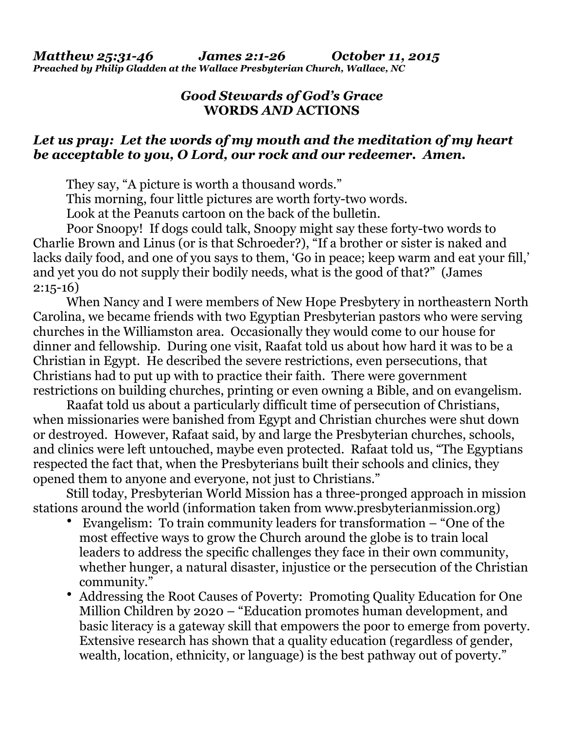***Matthew 25:31-46 James 2:1-26 October 11, 2015***
***Preached by Philip Gladden at the Wallace Presbyterian Church, Wallace, NC***

## *Good Stewards of God's Grace*
## WORDS *AND* ACTIONS

***Let us pray: Let the words of my mouth and the meditation of my heart be acceptable to you, O Lord, our rock and our redeemer. Amen.***

They say, "A picture is worth a thousand words."

This morning, four little pictures are worth forty-two words.

Look at the Peanuts cartoon on the back of the bulletin.

Poor Snoopy! If dogs could talk, Snoopy might say these forty-two words to Charlie Brown and Linus (or is that Schroeder?), "If a brother or sister is naked and lacks daily food, and one of you says to them, 'Go in peace; keep warm and eat your fill,' and yet you do not supply their bodily needs, what is the good of that?" (James 2:15-16)

When Nancy and I were members of New Hope Presbytery in northeastern North Carolina, we became friends with two Egyptian Presbyterian pastors who were serving churches in the Williamston area. Occasionally they would come to our house for dinner and fellowship. During one visit, Raafat told us about how hard it was to be a Christian in Egypt. He described the severe restrictions, even persecutions, that Christians had to put up with to practice their faith. There were government restrictions on building churches, printing or even owning a Bible, and on evangelism.

Raafat told us about a particularly difficult time of persecution of Christians, when missionaries were banished from Egypt and Christian churches were shut down or destroyed. However, Rafaat said, by and large the Presbyterian churches, schools, and clinics were left untouched, maybe even protected. Rafaat told us, "The Egyptians respected the fact that, when the Presbyterians built their schools and clinics, they opened them to anyone and everyone, not just to Christians."

Still today, Presbyterian World Mission has a three-pronged approach in mission stations around the world (information taken from www.presbyterianmission.org)

- Evangelism: To train community leaders for transformation – "One of the most effective ways to grow the Church around the globe is to train local leaders to address the specific challenges they face in their own community, whether hunger, a natural disaster, injustice or the persecution of the Christian community."
- Addressing the Root Causes of Poverty: Promoting Quality Education for One Million Children by 2020 – "Education promotes human development, and basic literacy is a gateway skill that empowers the poor to emerge from poverty. Extensive research has shown that a quality education (regardless of gender, wealth, location, ethnicity, or language) is the best pathway out of poverty."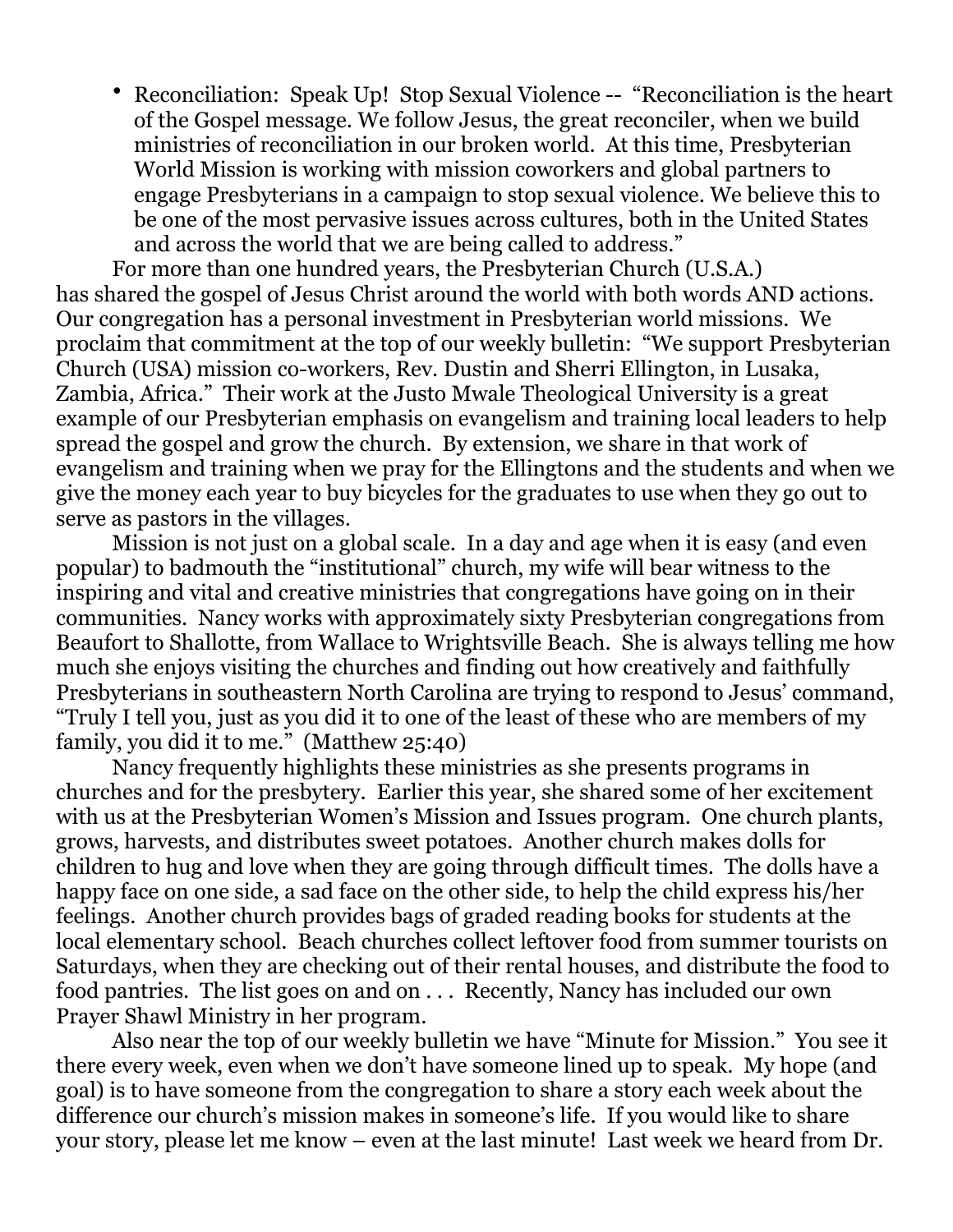- Reconciliation: Speak Up! Stop Sexual Violence -- "Reconciliation is the heart of the Gospel message. We follow Jesus, the great reconciler, when we build ministries of reconciliation in our broken world. At this time, Presbyterian World Mission is working with mission coworkers and global partners to engage Presbyterians in a campaign to stop sexual violence. We believe this to be one of the most pervasive issues across cultures, both in the United States and across the world that we are being called to address."

For more than one hundred years, the Presbyterian Church (U.S.A.) has shared the gospel of Jesus Christ around the world with both words AND actions. Our congregation has a personal investment in Presbyterian world missions. We proclaim that commitment at the top of our weekly bulletin: "We support Presbyterian Church (USA) mission co-workers, Rev. Dustin and Sherri Ellington, in Lusaka, Zambia, Africa." Their work at the Justo Mwale Theological University is a great example of our Presbyterian emphasis on evangelism and training local leaders to help spread the gospel and grow the church. By extension, we share in that work of evangelism and training when we pray for the Ellingtons and the students and when we give the money each year to buy bicycles for the graduates to use when they go out to serve as pastors in the villages.

Mission is not just on a global scale. In a day and age when it is easy (and even popular) to badmouth the "institutional" church, my wife will bear witness to the inspiring and vital and creative ministries that congregations have going on in their communities. Nancy works with approximately sixty Presbyterian congregations from Beaufort to Shallotte, from Wallace to Wrightsville Beach. She is always telling me how much she enjoys visiting the churches and finding out how creatively and faithfully Presbyterians in southeastern North Carolina are trying to respond to Jesus' command, "Truly I tell you, just as you did it to one of the least of these who are members of my family, you did it to me." (Matthew 25:40)

Nancy frequently highlights these ministries as she presents programs in churches and for the presbytery. Earlier this year, she shared some of her excitement with us at the Presbyterian Women's Mission and Issues program. One church plants, grows, harvests, and distributes sweet potatoes. Another church makes dolls for children to hug and love when they are going through difficult times. The dolls have a happy face on one side, a sad face on the other side, to help the child express his/her feelings. Another church provides bags of graded reading books for students at the local elementary school. Beach churches collect leftover food from summer tourists on Saturdays, when they are checking out of their rental houses, and distribute the food to food pantries. The list goes on and on . . . Recently, Nancy has included our own Prayer Shawl Ministry in her program.

Also near the top of our weekly bulletin we have "Minute for Mission." You see it there every week, even when we don't have someone lined up to speak. My hope (and goal) is to have someone from the congregation to share a story each week about the difference our church's mission makes in someone's life. If you would like to share your story, please let me know – even at the last minute! Last week we heard from Dr.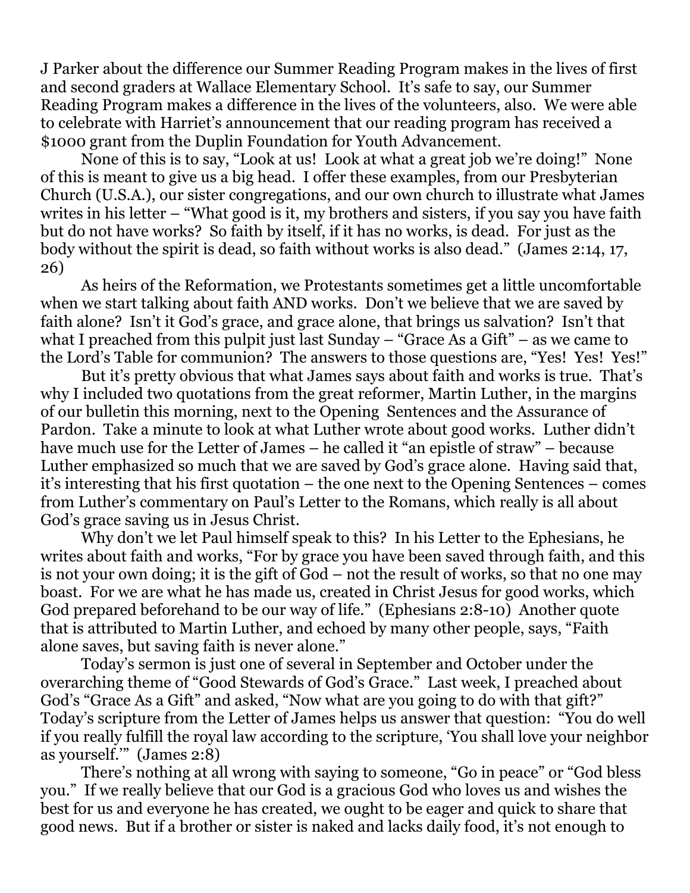J Parker about the difference our Summer Reading Program makes in the lives of first and second graders at Wallace Elementary School. It's safe to say, our Summer Reading Program makes a difference in the lives of the volunteers, also. We were able to celebrate with Harriet's announcement that our reading program has received a $1000 grant from the Duplin Foundation for Youth Advancement.

None of this is to say, "Look at us! Look at what a great job we're doing!" None of this is meant to give us a big head. I offer these examples, from our Presbyterian Church (U.S.A.), our sister congregations, and our own church to illustrate what James writes in his letter – "What good is it, my brothers and sisters, if you say you have faith but do not have works? So faith by itself, if it has no works, is dead. For just as the body without the spirit is dead, so faith without works is also dead." (James 2:14, 17, 26)

As heirs of the Reformation, we Protestants sometimes get a little uncomfortable when we start talking about faith AND works. Don't we believe that we are saved by faith alone? Isn't it God's grace, and grace alone, that brings us salvation? Isn't that what I preached from this pulpit just last Sunday – "Grace As a Gift" – as we came to the Lord's Table for communion? The answers to those questions are, "Yes! Yes! Yes!"

But it's pretty obvious that what James says about faith and works is true. That's why I included two quotations from the great reformer, Martin Luther, in the margins of our bulletin this morning, next to the Opening Sentences and the Assurance of Pardon. Take a minute to look at what Luther wrote about good works. Luther didn't have much use for the Letter of James – he called it "an epistle of straw" – because Luther emphasized so much that we are saved by God's grace alone. Having said that, it's interesting that his first quotation – the one next to the Opening Sentences – comes from Luther's commentary on Paul's Letter to the Romans, which really is all about God's grace saving us in Jesus Christ.

Why don't we let Paul himself speak to this? In his Letter to the Ephesians, he writes about faith and works, "For by grace you have been saved through faith, and this is not your own doing; it is the gift of God – not the result of works, so that no one may boast. For we are what he has made us, created in Christ Jesus for good works, which God prepared beforehand to be our way of life." (Ephesians 2:8-10) Another quote that is attributed to Martin Luther, and echoed by many other people, says, "Faith alone saves, but saving faith is never alone."

Today's sermon is just one of several in September and October under the overarching theme of "Good Stewards of God's Grace." Last week, I preached about God's "Grace As a Gift" and asked, "Now what are you going to do with that gift?" Today's scripture from the Letter of James helps us answer that question: "You do well if you really fulfill the royal law according to the scripture, 'You shall love your neighbor as yourself.'" (James 2:8)

There's nothing at all wrong with saying to someone, "Go in peace" or "God bless you." If we really believe that our God is a gracious God who loves us and wishes the best for us and everyone he has created, we ought to be eager and quick to share that good news. But if a brother or sister is naked and lacks daily food, it's not enough to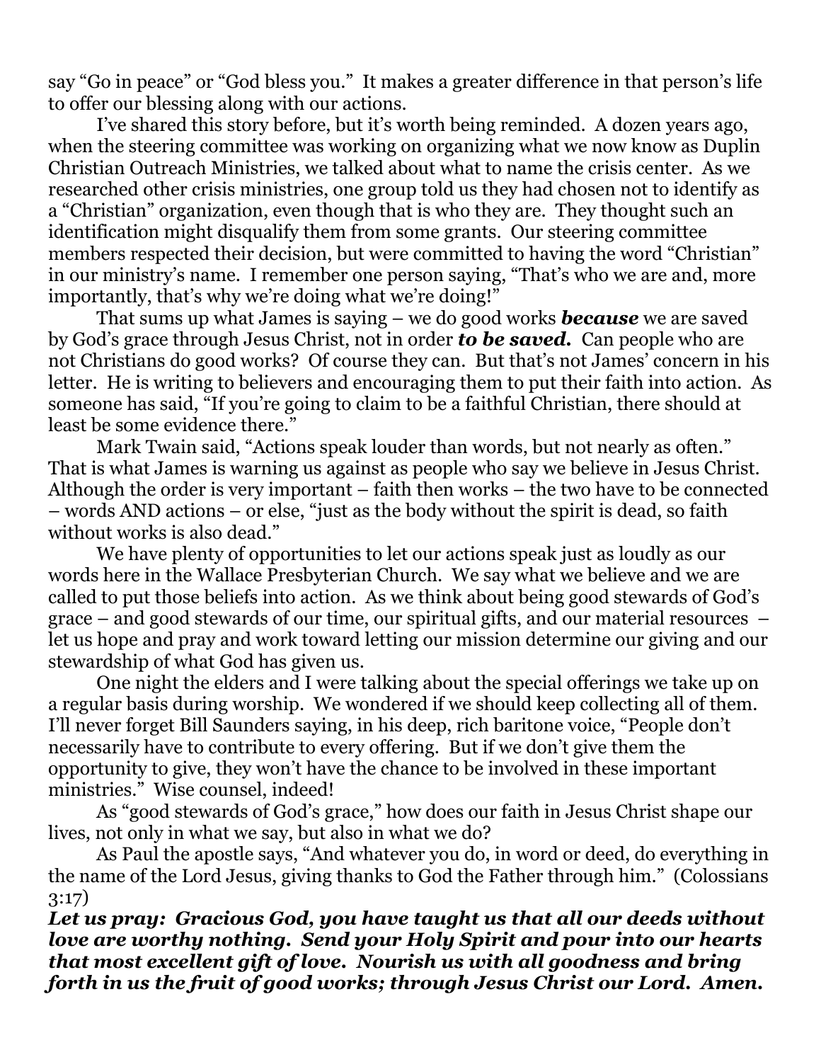say "Go in peace" or "God bless you." It makes a greater difference in that person's life to offer our blessing along with our actions.

I've shared this story before, but it's worth being reminded. A dozen years ago, when the steering committee was working on organizing what we now know as Duplin Christian Outreach Ministries, we talked about what to name the crisis center. As we researched other crisis ministries, one group told us they had chosen not to identify as a "Christian" organization, even though that is who they are. They thought such an identification might disqualify them from some grants. Our steering committee members respected their decision, but were committed to having the word "Christian" in our ministry's name. I remember one person saying, "That's who we are and, more importantly, that's why we're doing what we're doing!"

That sums up what James is saying – we do good works ***because*** we are saved by God's grace through Jesus Christ, not in order ***to be saved.*** Can people who are not Christians do good works? Of course they can. But that's not James' concern in his letter. He is writing to believers and encouraging them to put their faith into action. As someone has said, "If you're going to claim to be a faithful Christian, there should at least be some evidence there."

Mark Twain said, "Actions speak louder than words, but not nearly as often." That is what James is warning us against as people who say we believe in Jesus Christ. Although the order is very important – faith then works – the two have to be connected – words AND actions – or else, "just as the body without the spirit is dead, so faith without works is also dead."

We have plenty of opportunities to let our actions speak just as loudly as our words here in the Wallace Presbyterian Church. We say what we believe and we are called to put those beliefs into action. As we think about being good stewards of God's grace – and good stewards of our time, our spiritual gifts, and our material resources – let us hope and pray and work toward letting our mission determine our giving and our stewardship of what God has given us.

One night the elders and I were talking about the special offerings we take up on a regular basis during worship. We wondered if we should keep collecting all of them. I'll never forget Bill Saunders saying, in his deep, rich baritone voice, "People don't necessarily have to contribute to every offering. But if we don't give them the opportunity to give, they won't have the chance to be involved in these important ministries." Wise counsel, indeed!

As "good stewards of God's grace," how does our faith in Jesus Christ shape our lives, not only in what we say, but also in what we do?

As Paul the apostle says, "And whatever you do, in word or deed, do everything in the name of the Lord Jesus, giving thanks to God the Father through him." (Colossians 3:17)

***Let us pray: Gracious God, you have taught us that all our deeds without love are worthy nothing. Send your Holy Spirit and pour into our hearts that most excellent gift of love. Nourish us with all goodness and bring forth in us the fruit of good works; through Jesus Christ our Lord. Amen.***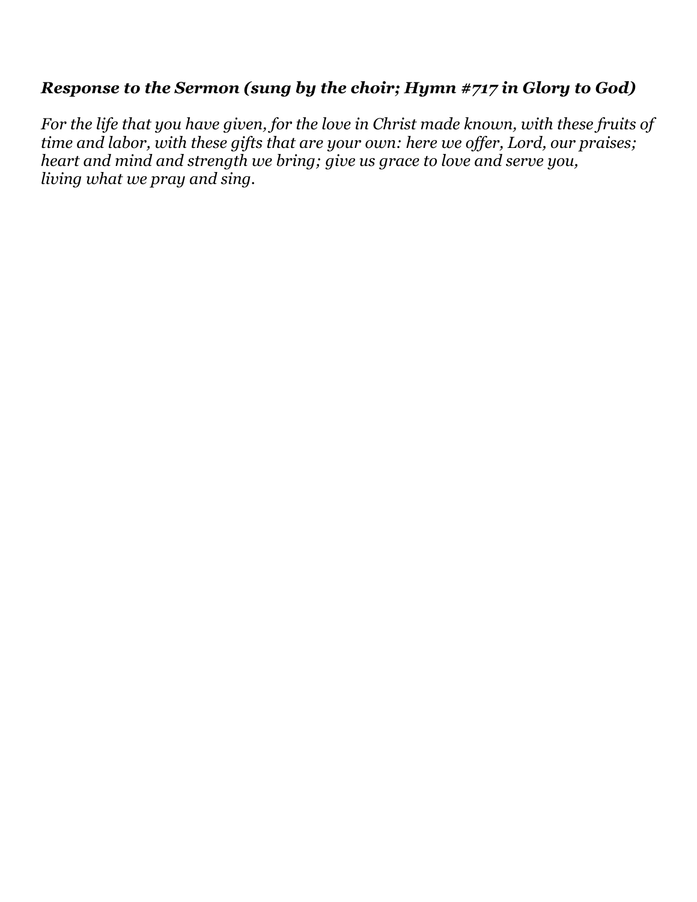***Response to the Sermon (sung by the choir; Hymn #717 in Glory to God)***

*For the life that you have given, for the love in Christ made known, with these fruits of time and labor, with these gifts that are your own: here we offer, Lord, our praises; heart and mind and strength we bring; give us grace to love and serve you, living what we pray and sing.*